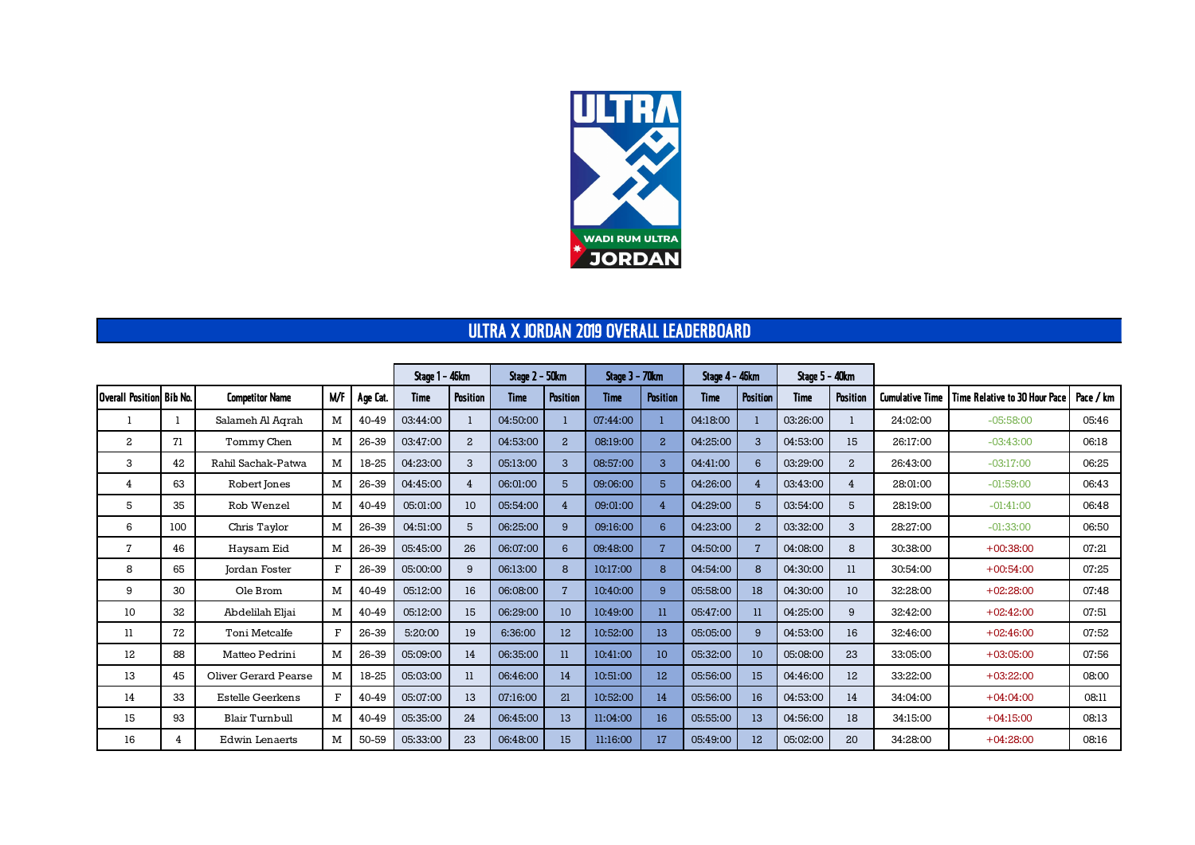# ULTRA X JORDAN 2019 OVERALL LEADERBOARD

| Overall Position | Bib No. | Competitor Name | M/F | Age Cat. | Stage 1 - 46km | | Stage 2 - 50km | | Stage 3 - 70km | | Stage 4 - 46km | | Stage 5 - 40km | | Cumulative Time | Time Relative to 30 Hour Pace | Pace / km |
|---|---|---|---|---|---|---|---|---|---|---|---|---|---|---|---|---|---|
| | | | | | Time | Position | Time | Position | Time | Position | Time | Position | Time | Position | | | |
| 1 | 1 | Salameh Al Aqrah | M | 40-49 | 03:44:00 | 1 | 04:50:00 | 1 | 07:44:00 | 1 | 04:18:00 | 1 | 03:26:00 | 1 | 24:02:00 | -05:58:00 | 05:46 |
| 2 | 71 | Tommy Chen | M | 26-39 | 03:47:00 | 2 | 04:53:00 | 2 | 08:19:00 | 2 | 04:25:00 | 3 | 04:53:00 | 15 | 26:17:00 | -03:43:00 | 06:18 |
| 3 | 42 | Rahil Sachak-Patwa | M | 18-25 | 04:23:00 | 3 | 05:13:00 | 3 | 08:57:00 | 3 | 04:41:00 | 6 | 03:29:00 | 2 | 26:43:00 | -03:17:00 | 06:25 |
| 4 | 63 | Robert Jones | M | 26-39 | 04:45:00 | 4 | 06:01:00 | 5 | 09:06:00 | 5 | 04:26:00 | 4 | 03:43:00 | 4 | 28:01:00 | -01:59:00 | 06:43 |
| 5 | 35 | Rob Wenzel | M | 40-49 | 05:01:00 | 10 | 05:54:00 | 4 | 09:01:00 | 4 | 04:29:00 | 5 | 03:54:00 | 5 | 28:19:00 | -01:41:00 | 06:48 |
| 6 | 100 | Chris Taylor | M | 26-39 | 04:51:00 | 5 | 06:25:00 | 9 | 09:16:00 | 6 | 04:23:00 | 2 | 03:32:00 | 3 | 28:27:00 | -01:33:00 | 06:50 |
| 7 | 46 | Haysam Eid | M | 26-39 | 05:45:00 | 26 | 06:07:00 | 6 | 09:48:00 | 7 | 04:50:00 | 7 | 04:08:00 | 8 | 30:38:00 | +00:38:00 | 07:21 |
| 8 | 65 | Jordan Foster | F | 26-39 | 05:00:00 | 9 | 06:13:00 | 8 | 10:17:00 | 8 | 04:54:00 | 8 | 04:30:00 | 11 | 30:54:00 | +00:54:00 | 07:25 |
| 9 | 30 | Ole Brom | M | 40-49 | 05:12:00 | 16 | 06:08:00 | 7 | 10:40:00 | 9 | 05:58:00 | 18 | 04:30:00 | 10 | 32:28:00 | +02:28:00 | 07:48 |
| 10 | 32 | Abdelilah Eljai | M | 40-49 | 05:12:00 | 15 | 06:29:00 | 10 | 10:49:00 | 11 | 05:47:00 | 11 | 04:25:00 | 9 | 32:42:00 | +02:42:00 | 07:51 |
| 11 | 72 | Toni Metcalfe | F | 26-39 | 5:20:00 | 19 | 6:36:00 | 12 | 10:52:00 | 13 | 05:05:00 | 9 | 04:53:00 | 16 | 32:46:00 | +02:46:00 | 07:52 |
| 12 | 88 | Matteo Pedrini | M | 26-39 | 05:09:00 | 14 | 06:35:00 | 11 | 10:41:00 | 10 | 05:32:00 | 10 | 05:08:00 | 23 | 33:05:00 | +03:05:00 | 07:56 |
| 13 | 45 | Oliver Gerard Pearse | M | 18-25 | 05:03:00 | 11 | 06:46:00 | 14 | 10:51:00 | 12 | 05:56:00 | 15 | 04:46:00 | 12 | 33:22:00 | +03:22:00 | 08:00 |
| 14 | 33 | Estelle Geerkens | F | 40-49 | 05:07:00 | 13 | 07:16:00 | 21 | 10:52:00 | 14 | 05:56:00 | 16 | 04:53:00 | 14 | 34:04:00 | +04:04:00 | 08:11 |
| 15 | 93 | Blair Turnbull | M | 40-49 | 05:35:00 | 24 | 06:45:00 | 13 | 11:04:00 | 16 | 05:55:00 | 13 | 04:56:00 | 18 | 34:15:00 | +04:15:00 | 08:13 |
| 16 | 4 | Edwin Lenaerts | M | 50-59 | 05:33:00 | 23 | 06:48:00 | 15 | 11:16:00 | 17 | 05:49:00 | 12 | 05:02:00 | 20 | 34:28:00 | +04:28:00 | 08:16 |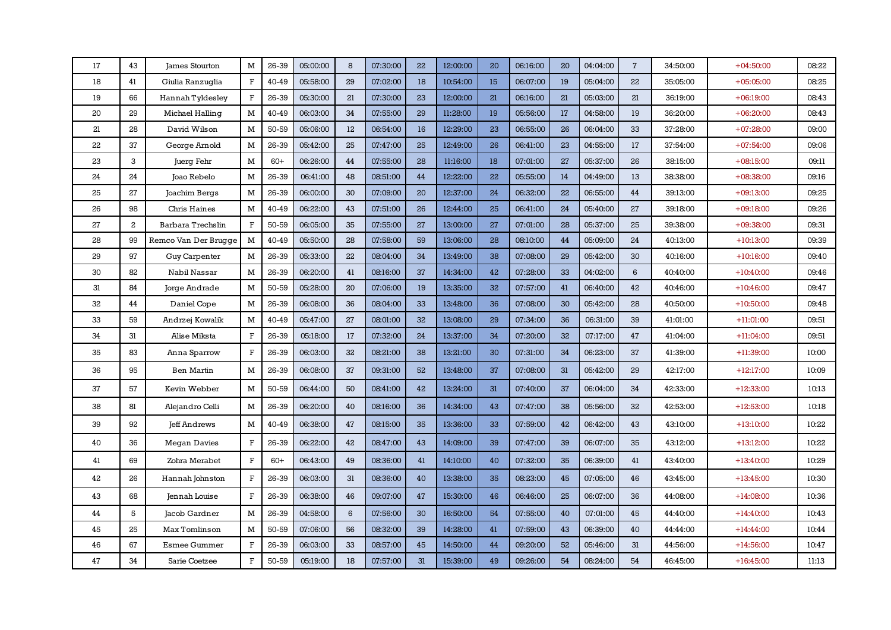| | | | | | | | | | | | | | | | | |
|---|---|---|---|---|---|---|---|---|---|---|---|---|---|---|---|---|
| 17 | 43 | James Stourton | M | 26-39 | 05:00:00 | 8 | 07:30:00 | 22 | 12:00:00 | 20 | 06:16:00 | 20 | 04:04:00 | 7 | 34:50:00 | +04:50:00 | 08:22 |
| 18 | 41 | Giulia Ranzuglia | F | 40-49 | 05:58:00 | 29 | 07:02:00 | 18 | 10:54:00 | 15 | 06:07:00 | 19 | 05:04:00 | 22 | 35:05:00 | +05:05:00 | 08:25 |
| 19 | 66 | Hannah Tyldesley | F | 26-39 | 05:30:00 | 21 | 07:30:00 | 23 | 12:00:00 | 21 | 06:16:00 | 21 | 05:03:00 | 21 | 36:19:00 | +06:19:00 | 08:43 |
| 20 | 29 | Michael Halling | M | 40-49 | 06:03:00 | 34 | 07:55:00 | 29 | 11:28:00 | 19 | 05:56:00 | 17 | 04:58:00 | 19 | 36:20:00 | +06:20:00 | 08:43 |
| 21 | 28 | David Wilson | M | 50-59 | 05:06:00 | 12 | 06:54:00 | 16 | 12:29:00 | 23 | 06:55:00 | 26 | 06:04:00 | 33 | 37:28:00 | +07:28:00 | 09:00 |
| 22 | 37 | George Arnold | M | 26-39 | 05:42:00 | 25 | 07:47:00 | 25 | 12:49:00 | 26 | 06:41:00 | 23 | 04:55:00 | 17 | 37:54:00 | +07:54:00 | 09:06 |
| 23 | 3 | Juerg Fehr | M | 60+ | 06:26:00 | 44 | 07:55:00 | 28 | 11:16:00 | 18 | 07:01:00 | 27 | 05:37:00 | 26 | 38:15:00 | +08:15:00 | 09:11 |
| 24 | 24 | Joao Rebelo | M | 26-39 | 06:41:00 | 48 | 08:51:00 | 44 | 12:22:00 | 22 | 05:55:00 | 14 | 04:49:00 | 13 | 38:38:00 | +08:38:00 | 09:16 |
| 25 | 27 | Joachim Bergs | M | 26-39 | 06:00:00 | 30 | 07:09:00 | 20 | 12:37:00 | 24 | 06:32:00 | 22 | 06:55:00 | 44 | 39:13:00 | +09:13:00 | 09:25 |
| 26 | 98 | Chris Haines | M | 40-49 | 06:22:00 | 43 | 07:51:00 | 26 | 12:44:00 | 25 | 06:41:00 | 24 | 05:40:00 | 27 | 39:18:00 | +09:18:00 | 09:26 |
| 27 | 2 | Barbara Trechslin | F | 50-59 | 06:05:00 | 35 | 07:55:00 | 27 | 13:00:00 | 27 | 07:01:00 | 28 | 05:37:00 | 25 | 39:38:00 | +09:38:00 | 09:31 |
| 28 | 99 | Remco Van Der Brugge | M | 40-49 | 05:50:00 | 28 | 07:58:00 | 59 | 13:06:00 | 28 | 08:10:00 | 44 | 05:09:00 | 24 | 40:13:00 | +10:13:00 | 09:39 |
| 29 | 97 | Guy Carpenter | M | 26-39 | 05:33:00 | 22 | 08:04:00 | 34 | 13:49:00 | 38 | 07:08:00 | 29 | 05:42:00 | 30 | 40:16:00 | +10:16:00 | 09:40 |
| 30 | 82 | Nabil Nassar | M | 26-39 | 06:20:00 | 41 | 08:16:00 | 37 | 14:34:00 | 42 | 07:28:00 | 33 | 04:02:00 | 6 | 40:40:00 | +10:40:00 | 09:46 |
| 31 | 84 | Jorge Andrade | M | 50-59 | 05:28:00 | 20 | 07:06:00 | 19 | 13:35:00 | 32 | 07:57:00 | 41 | 06:40:00 | 42 | 40:46:00 | +10:46:00 | 09:47 |
| 32 | 44 | Daniel Cope | M | 26-39 | 06:08:00 | 36 | 08:04:00 | 33 | 13:48:00 | 36 | 07:08:00 | 30 | 05:42:00 | 28 | 40:50:00 | +10:50:00 | 09:48 |
| 33 | 59 | Andrzej Kowalik | M | 40-49 | 05:47:00 | 27 | 08:01:00 | 32 | 13:08:00 | 29 | 07:34:00 | 36 | 06:31:00 | 39 | 41:01:00 | +11:01:00 | 09:51 |
| 34 | 31 | Alise Miksta | F | 26-39 | 05:18:00 | 17 | 07:32:00 | 24 | 13:37:00 | 34 | 07:20:00 | 32 | 07:17:00 | 47 | 41:04:00 | +11:04:00 | 09:51 |
| 35 | 83 | Anna Sparrow | F | 26-39 | 06:03:00 | 32 | 08:21:00 | 38 | 13:21:00 | 30 | 07:31:00 | 34 | 06:23:00 | 37 | 41:39:00 | +11:39:00 | 10:00 |
| 36 | 95 | Ben Martin | M | 26-39 | 06:08:00 | 37 | 09:31:00 | 52 | 13:48:00 | 37 | 07:08:00 | 31 | 05:42:00 | 29 | 42:17:00 | +12:17:00 | 10:09 |
| 37 | 57 | Kevin Webber | M | 50-59 | 06:44:00 | 50 | 08:41:00 | 42 | 13:24:00 | 31 | 07:40:00 | 37 | 06:04:00 | 34 | 42:33:00 | +12:33:00 | 10:13 |
| 38 | 81 | Alejandro Celli | M | 26-39 | 06:20:00 | 40 | 08:16:00 | 36 | 14:34:00 | 43 | 07:47:00 | 38 | 05:56:00 | 32 | 42:53:00 | +12:53:00 | 10:18 |
| 39 | 92 | Jeff Andrews | M | 40-49 | 06:38:00 | 47 | 08:15:00 | 35 | 13:36:00 | 33 | 07:59:00 | 42 | 06:42:00 | 43 | 43:10:00 | +13:10:00 | 10:22 |
| 40 | 36 | Megan Davies | F | 26-39 | 06:22:00 | 42 | 08:47:00 | 43 | 14:09:00 | 39 | 07:47:00 | 39 | 06:07:00 | 35 | 43:12:00 | +13:12:00 | 10:22 |
| 41 | 69 | Zohra Merabet | F | 60+ | 06:43:00 | 49 | 08:36:00 | 41 | 14:10:00 | 40 | 07:32:00 | 35 | 06:39:00 | 41 | 43:40:00 | +13:40:00 | 10:29 |
| 42 | 26 | Hannah Johnston | F | 26-39 | 06:03:00 | 31 | 08:36:00 | 40 | 13:38:00 | 35 | 08:23:00 | 45 | 07:05:00 | 46 | 43:45:00 | +13:45:00 | 10:30 |
| 43 | 68 | Jennah Louise | F | 26-39 | 06:38:00 | 46 | 09:07:00 | 47 | 15:30:00 | 46 | 06:46:00 | 25 | 06:07:00 | 36 | 44:08:00 | +14:08:00 | 10:36 |
| 44 | 5 | Jacob Gardner | M | 26-39 | 04:58:00 | 6 | 07:56:00 | 30 | 16:50:00 | 54 | 07:55:00 | 40 | 07:01:00 | 45 | 44:40:00 | +14:40:00 | 10:43 |
| 45 | 25 | Max Tomlinson | M | 50-59 | 07:06:00 | 56 | 08:32:00 | 39 | 14:28:00 | 41 | 07:59:00 | 43 | 06:39:00 | 40 | 44:44:00 | +14:44:00 | 10:44 |
| 46 | 67 | Esmee Gummer | F | 26-39 | 06:03:00 | 33 | 08:57:00 | 45 | 14:50:00 | 44 | 09:20:00 | 52 | 05:46:00 | 31 | 44:56:00 | +14:56:00 | 10:47 |
| 47 | 34 | Sarie Coetzee | F | 50-59 | 05:19:00 | 18 | 07:57:00 | 31 | 15:39:00 | 49 | 09:26:00 | 54 | 08:24:00 | 54 | 46:45:00 | +16:45:00 | 11:13 |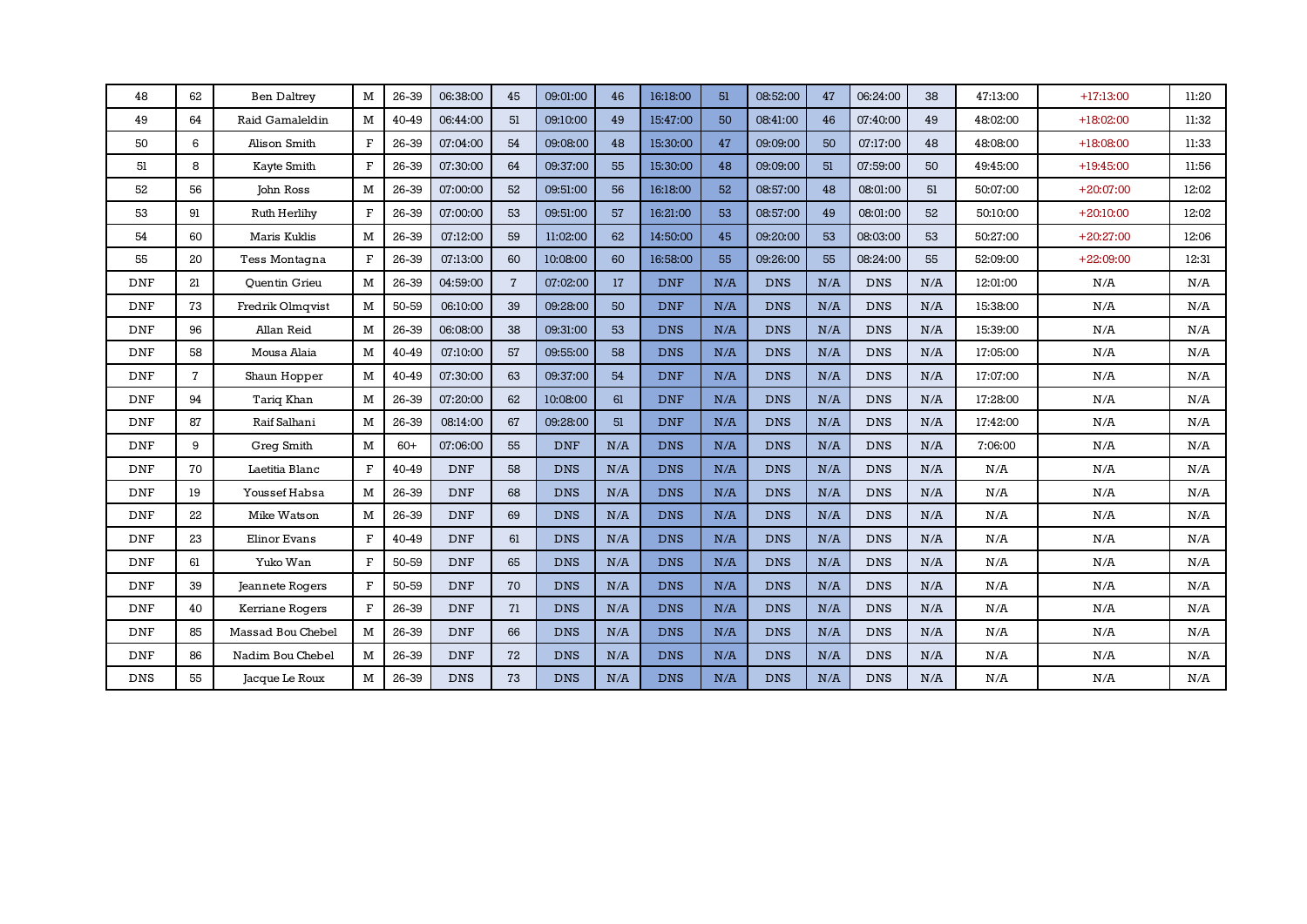| | | | | | | | | | | | | | | | | | |
|---|---|---|---|---|---|---|---|---|---|---|---|---|---|---|---|---|---|
| 48 | 62 | Ben Daltrey | M | 26-39 | 06:38:00 | 45 | 09:01:00 | 46 | 16:18:00 | 51 | 08:52:00 | 47 | 06:24:00 | 38 | 47:13:00 | +17:13:00 | 11:20 |
| 49 | 64 | Raid Gamaleldin | M | 40-49 | 06:44:00 | 51 | 09:10:00 | 49 | 15:47:00 | 50 | 08:41:00 | 46 | 07:40:00 | 49 | 48:02:00 | +18:02:00 | 11:32 |
| 50 | 6 | Alison Smith | F | 26-39 | 07:04:00 | 54 | 09:08:00 | 48 | 15:30:00 | 47 | 09:09:00 | 50 | 07:17:00 | 48 | 48:08:00 | +18:08:00 | 11:33 |
| 51 | 8 | Kayte Smith | F | 26-39 | 07:30:00 | 64 | 09:37:00 | 55 | 15:30:00 | 48 | 09:09:00 | 51 | 07:59:00 | 50 | 49:45:00 | +19:45:00 | 11:56 |
| 52 | 56 | John Ross | M | 26-39 | 07:00:00 | 52 | 09:51:00 | 56 | 16:18:00 | 52 | 08:57:00 | 48 | 08:01:00 | 51 | 50:07:00 | +20:07:00 | 12:02 |
| 53 | 91 | Ruth Herlihy | F | 26-39 | 07:00:00 | 53 | 09:51:00 | 57 | 16:21:00 | 53 | 08:57:00 | 49 | 08:01:00 | 52 | 50:10:00 | +20:10:00 | 12:02 |
| 54 | 60 | Maris Kuklis | M | 26-39 | 07:12:00 | 59 | 11:02:00 | 62 | 14:50:00 | 45 | 09:20:00 | 53 | 08:03:00 | 53 | 50:27:00 | +20:27:00 | 12:06 |
| 55 | 20 | Tess Montagna | F | 26-39 | 07:13:00 | 60 | 10:08:00 | 60 | 16:58:00 | 55 | 09:26:00 | 55 | 08:24:00 | 55 | 52:09:00 | +22:09:00 | 12:31 |
| DNF | 21 | Quentin Grieu | M | 26-39 | 04:59:00 | 7 | 07:02:00 | 17 | DNF | N/A | DNS | N/A | DNS | N/A | 12:01:00 | N/A | N/A |
| DNF | 73 | Fredrik Olmqvist | M | 50-59 | 06:10:00 | 39 | 09:28:00 | 50 | DNF | N/A | DNS | N/A | DNS | N/A | 15:38:00 | N/A | N/A |
| DNF | 96 | Allan Reid | M | 26-39 | 06:08:00 | 38 | 09:31:00 | 53 | DNS | N/A | DNS | N/A | DNS | N/A | 15:39:00 | N/A | N/A |
| DNF | 58 | Mousa Alaia | M | 40-49 | 07:10:00 | 57 | 09:55:00 | 58 | DNS | N/A | DNS | N/A | DNS | N/A | 17:05:00 | N/A | N/A |
| DNF | 7 | Shaun Hopper | M | 40-49 | 07:30:00 | 63 | 09:37:00 | 54 | DNF | N/A | DNS | N/A | DNS | N/A | 17:07:00 | N/A | N/A |
| DNF | 94 | Tariq Khan | M | 26-39 | 07:20:00 | 62 | 10:08:00 | 61 | DNF | N/A | DNS | N/A | DNS | N/A | 17:28:00 | N/A | N/A |
| DNF | 87 | Raif Salhani | M | 26-39 | 08:14:00 | 67 | 09:28:00 | 51 | DNF | N/A | DNS | N/A | DNS | N/A | 17:42:00 | N/A | N/A |
| DNF | 9 | Greg Smith | M | 60+ | 07:06:00 | 55 | DNF | N/A | DNS | N/A | DNS | N/A | DNS | N/A | 7:06:00 | N/A | N/A |
| DNF | 70 | Laetitia Blanc | F | 40-49 | DNF | 58 | DNS | N/A | DNS | N/A | DNS | N/A | DNS | N/A | N/A | N/A | N/A |
| DNF | 19 | Youssef Habsa | M | 26-39 | DNF | 68 | DNS | N/A | DNS | N/A | DNS | N/A | DNS | N/A | N/A | N/A | N/A |
| DNF | 22 | Mike Watson | M | 26-39 | DNF | 69 | DNS | N/A | DNS | N/A | DNS | N/A | DNS | N/A | N/A | N/A | N/A |
| DNF | 23 | Elinor Evans | F | 40-49 | DNF | 61 | DNS | N/A | DNS | N/A | DNS | N/A | DNS | N/A | N/A | N/A | N/A |
| DNF | 61 | Yuko Wan | F | 50-59 | DNF | 65 | DNS | N/A | DNS | N/A | DNS | N/A | DNS | N/A | N/A | N/A | N/A |
| DNF | 39 | Jeannete Rogers | F | 50-59 | DNF | 70 | DNS | N/A | DNS | N/A | DNS | N/A | DNS | N/A | N/A | N/A | N/A |
| DNF | 40 | Kerriane Rogers | F | 26-39 | DNF | 71 | DNS | N/A | DNS | N/A | DNS | N/A | DNS | N/A | N/A | N/A | N/A |
| DNF | 85 | Massad Bou Chebel | M | 26-39 | DNF | 66 | DNS | N/A | DNS | N/A | DNS | N/A | DNS | N/A | N/A | N/A | N/A |
| DNF | 86 | Nadim Bou Chebel | M | 26-39 | DNF | 72 | DNS | N/A | DNS | N/A | DNS | N/A | DNS | N/A | N/A | N/A | N/A |
| DNS | 55 | Jacque Le Roux | M | 26-39 | DNS | 73 | DNS | N/A | DNS | N/A | DNS | N/A | DNS | N/A | N/A | N/A | N/A |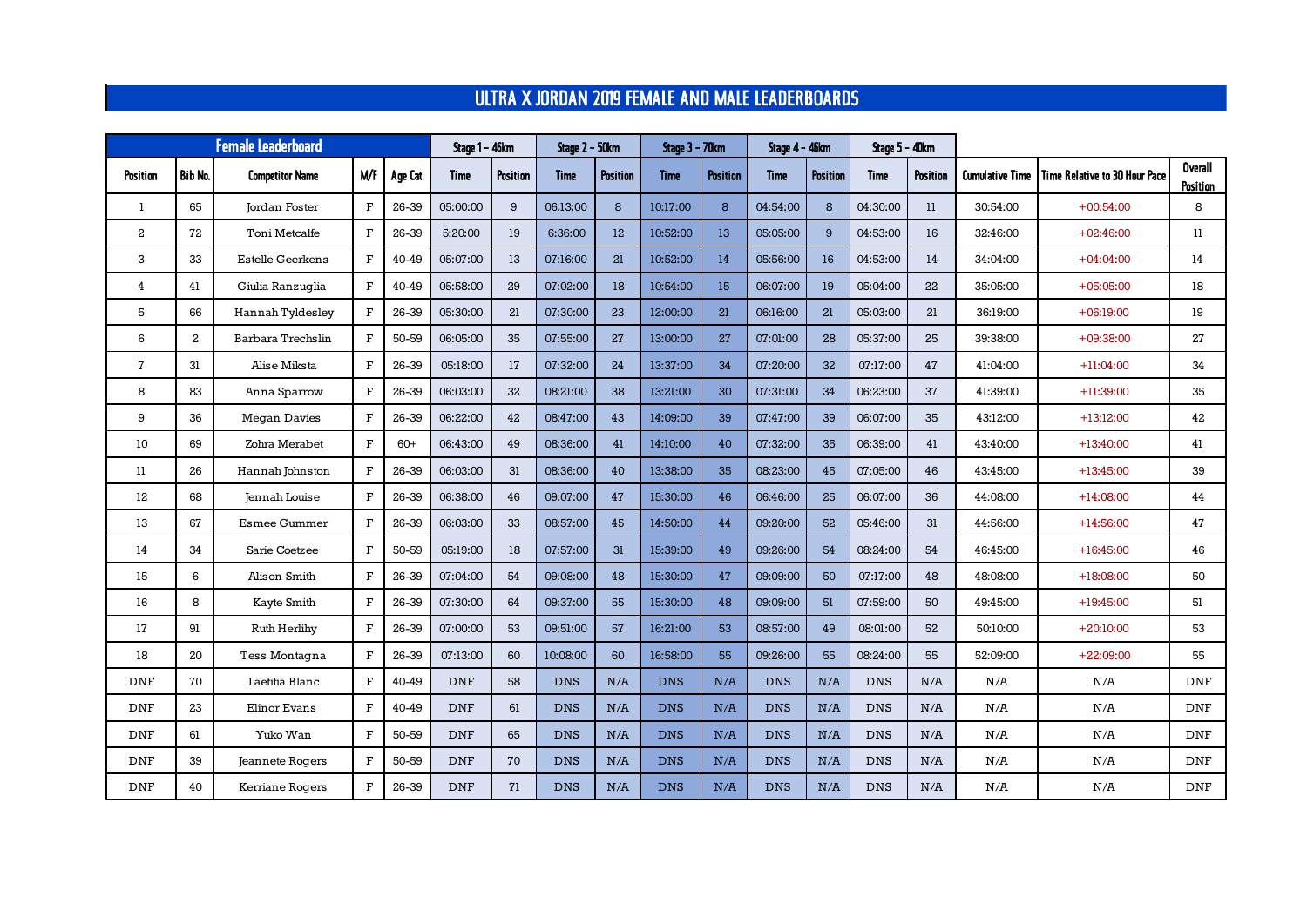# ULTRA X JORDAN 2019 FEMALE AND MALE LEADERBOARDS

| Female Leaderboard | | | | | Stage 1 - 46km | | Stage 2 - 50km | | Stage 3 - 70km | | Stage 4 - 46km | | Stage 5 - 40km | | | | |
|---|---|---|---|---|---|---|---|---|---|---|---|---|---|---|---|---|---|
| Position | Bib No. | Competitor Name | M/F | Age Cat. | Time | Position | Time | Position | Time | Position | Time | Position | Time | Position | Cumulative Time | Time Relative to 30 Hour Pace | Overall Position |
| 1 | 65 | Jordan Foster | F | 26-39 | 05:00:00 | 9 | 06:13:00 | 8 | 10:17:00 | 8 | 04:54:00 | 8 | 04:30:00 | 11 | 30:54:00 | +00:54:00 | 8 |
| 2 | 72 | Toni Metcalfe | F | 26-39 | 5:20:00 | 19 | 6:36:00 | 12 | 10:52:00 | 13 | 05:05:00 | 9 | 04:53:00 | 16 | 32:46:00 | +02:46:00 | 11 |
| 3 | 33 | Estelle Geerkens | F | 40-49 | 05:07:00 | 13 | 07:16:00 | 21 | 10:52:00 | 14 | 05:56:00 | 16 | 04:53:00 | 14 | 34:04:00 | +04:04:00 | 14 |
| 4 | 41 | Giulia Ranzuglia | F | 40-49 | 05:58:00 | 29 | 07:02:00 | 18 | 10:54:00 | 15 | 06:07:00 | 19 | 05:04:00 | 22 | 35:05:00 | +05:05:00 | 18 |
| 5 | 66 | Hannah Tyldesley | F | 26-39 | 05:30:00 | 21 | 07:30:00 | 23 | 12:00:00 | 21 | 06:16:00 | 21 | 05:03:00 | 21 | 36:19:00 | +06:19:00 | 19 |
| 6 | 2 | Barbara Trechslin | F | 50-59 | 06:05:00 | 35 | 07:55:00 | 27 | 13:00:00 | 27 | 07:01:00 | 28 | 05:37:00 | 25 | 39:38:00 | +09:38:00 | 27 |
| 7 | 31 | Alise Miksta | F | 26-39 | 05:18:00 | 17 | 07:32:00 | 24 | 13:37:00 | 34 | 07:20:00 | 32 | 07:17:00 | 47 | 41:04:00 | +11:04:00 | 34 |
| 8 | 83 | Anna Sparrow | F | 26-39 | 06:03:00 | 32 | 08:21:00 | 38 | 13:21:00 | 30 | 07:31:00 | 34 | 06:23:00 | 37 | 41:39:00 | +11:39:00 | 35 |
| 9 | 36 | Megan Davies | F | 26-39 | 06:22:00 | 42 | 08:47:00 | 43 | 14:09:00 | 39 | 07:47:00 | 39 | 06:07:00 | 35 | 43:12:00 | +13:12:00 | 42 |
| 10 | 69 | Zohra Merabet | F | 60+ | 06:43:00 | 49 | 08:36:00 | 41 | 14:10:00 | 40 | 07:32:00 | 35 | 06:39:00 | 41 | 43:40:00 | +13:40:00 | 41 |
| 11 | 26 | Hannah Johnston | F | 26-39 | 06:03:00 | 31 | 08:36:00 | 40 | 13:38:00 | 35 | 08:23:00 | 45 | 07:05:00 | 46 | 43:45:00 | +13:45:00 | 39 |
| 12 | 68 | Jennah Louise | F | 26-39 | 06:38:00 | 46 | 09:07:00 | 47 | 15:30:00 | 46 | 06:46:00 | 25 | 06:07:00 | 36 | 44:08:00 | +14:08:00 | 44 |
| 13 | 67 | Esmee Gummer | F | 26-39 | 06:03:00 | 33 | 08:57:00 | 45 | 14:50:00 | 44 | 09:20:00 | 52 | 05:46:00 | 31 | 44:56:00 | +14:56:00 | 47 |
| 14 | 34 | Sarie Coetzee | F | 50-59 | 05:19:00 | 18 | 07:57:00 | 31 | 15:39:00 | 49 | 09:26:00 | 54 | 08:24:00 | 54 | 46:45:00 | +16:45:00 | 46 |
| 15 | 6 | Alison Smith | F | 26-39 | 07:04:00 | 54 | 09:08:00 | 48 | 15:30:00 | 47 | 09:09:00 | 50 | 07:17:00 | 48 | 48:08:00 | +18:08:00 | 50 |
| 16 | 8 | Kayte Smith | F | 26-39 | 07:30:00 | 64 | 09:37:00 | 55 | 15:30:00 | 48 | 09:09:00 | 51 | 07:59:00 | 50 | 49:45:00 | +19:45:00 | 51 |
| 17 | 91 | Ruth Herlihy | F | 26-39 | 07:00:00 | 53 | 09:51:00 | 57 | 16:21:00 | 53 | 08:57:00 | 49 | 08:01:00 | 52 | 50:10:00 | +20:10:00 | 53 |
| 18 | 20 | Tess Montagna | F | 26-39 | 07:13:00 | 60 | 10:08:00 | 60 | 16:58:00 | 55 | 09:26:00 | 55 | 08:24:00 | 55 | 52:09:00 | +22:09:00 | 55 |
| DNF | 70 | Laetitia Blanc | F | 40-49 | DNF | 58 | DNS | N/A | DNS | N/A | DNS | N/A | DNS | N/A | N/A | N/A | DNF |
| DNF | 23 | Elinor Evans | F | 40-49 | DNF | 61 | DNS | N/A | DNS | N/A | DNS | N/A | DNS | N/A | N/A | N/A | DNF |
| DNF | 61 | Yuko Wan | F | 50-59 | DNF | 65 | DNS | N/A | DNS | N/A | DNS | N/A | DNS | N/A | N/A | N/A | DNF |
| DNF | 39 | Jeannete Rogers | F | 50-59 | DNF | 70 | DNS | N/A | DNS | N/A | DNS | N/A | DNS | N/A | N/A | N/A | DNF |
| DNF | 40 | Kerriane Rogers | F | 26-39 | DNF | 71 | DNS | N/A | DNS | N/A | DNS | N/A | DNS | N/A | N/A | N/A | DNF |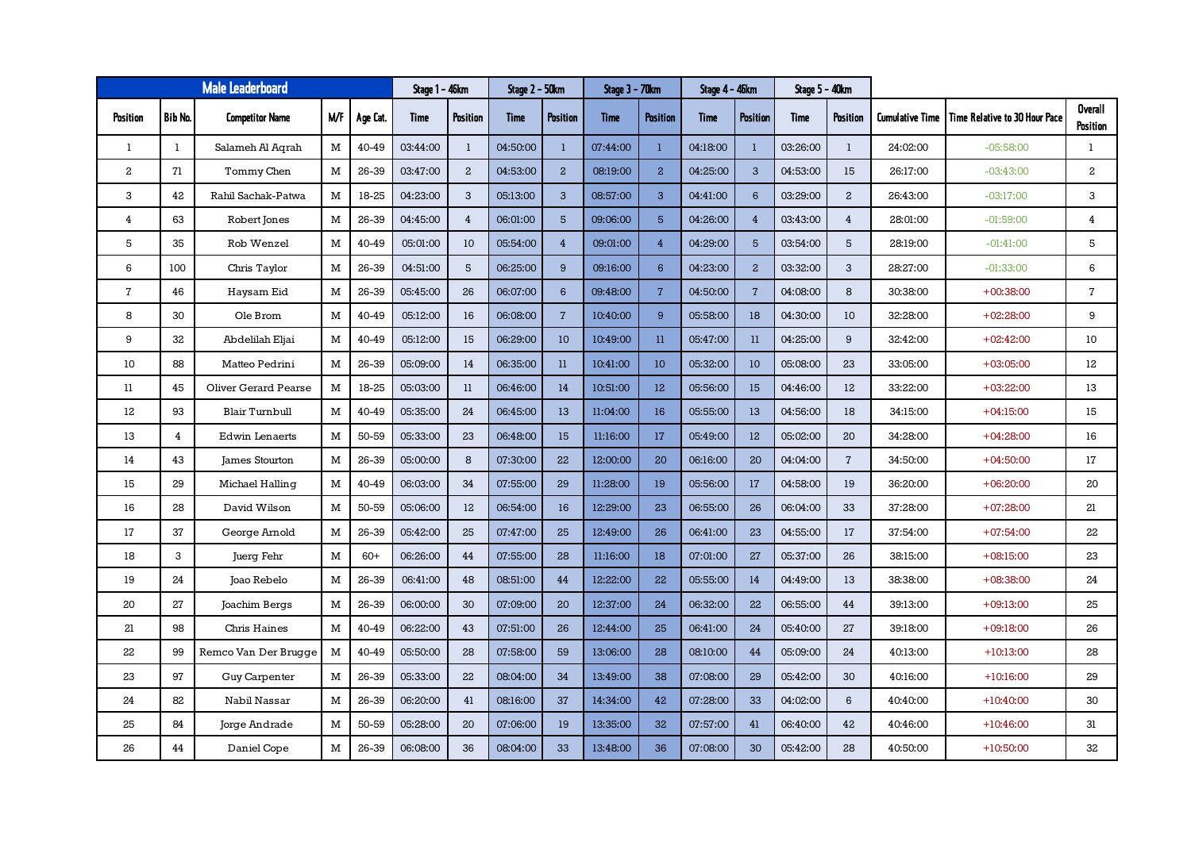| Male Leaderboard | | | | | Stage 1 - 46km | | Stage 2 - 50km | | Stage 3 - 70km | | Stage 4 - 46km | | Stage 5 - 40km | | | | |
|---|---|---|---|---|---|---|---|---|---|---|---|---|---|---|---|---|---|
| Position | Bib No. | Competitor Name | M/F | Age Cat. | Time | Position | Time | Position | Time | Position | Time | Position | Time | Position | Cumulative Time | Time Relative to 30 Hour Pace | Overall Position |
| 1 | 1 | Salameh Al Aqrah | M | 40-49 | 03:44:00 | 1 | 04:50:00 | 1 | 07:44:00 | 1 | 04:18:00 | 1 | 03:26:00 | 1 | 24:02:00 | -05:58:00 | 1 |
| 2 | 71 | Tommy Chen | M | 26-39 | 03:47:00 | 2 | 04:53:00 | 2 | 08:19:00 | 2 | 04:25:00 | 3 | 04:53:00 | 15 | 26:17:00 | -03:43:00 | 2 |
| 3 | 42 | Rahil Sachak-Patwa | M | 18-25 | 04:23:00 | 3 | 05:13:00 | 3 | 08:57:00 | 3 | 04:41:00 | 6 | 03:29:00 | 2 | 26:43:00 | -03:17:00 | 3 |
| 4 | 63 | Robert Jones | M | 26-39 | 04:45:00 | 4 | 06:01:00 | 5 | 09:06:00 | 5 | 04:26:00 | 4 | 03:43:00 | 4 | 28:01:00 | -01:59:00 | 4 |
| 5 | 35 | Rob Wenzel | M | 40-49 | 05:01:00 | 10 | 05:54:00 | 4 | 09:01:00 | 4 | 04:29:00 | 5 | 03:54:00 | 5 | 28:19:00 | -01:41:00 | 5 |
| 6 | 100 | Chris Taylor | M | 26-39 | 04:51:00 | 5 | 06:25:00 | 9 | 09:16:00 | 6 | 04:23:00 | 2 | 03:32:00 | 3 | 28:27:00 | -01:33:00 | 6 |
| 7 | 46 | Haysam Eid | M | 26-39 | 05:45:00 | 26 | 06:07:00 | 6 | 09:48:00 | 7 | 04:50:00 | 7 | 04:08:00 | 8 | 30:38:00 | +00:38:00 | 7 |
| 8 | 30 | Ole Brom | M | 40-49 | 05:12:00 | 16 | 06:08:00 | 7 | 10:40:00 | 9 | 05:58:00 | 18 | 04:30:00 | 10 | 32:28:00 | +02:28:00 | 9 |
| 9 | 32 | Abdelilah Eljai | M | 40-49 | 05:12:00 | 15 | 06:29:00 | 10 | 10:49:00 | 11 | 05:47:00 | 11 | 04:25:00 | 9 | 32:42:00 | +02:42:00 | 10 |
| 10 | 88 | Matteo Pedrini | M | 26-39 | 05:09:00 | 14 | 06:35:00 | 11 | 10:41:00 | 10 | 05:32:00 | 10 | 05:08:00 | 23 | 33:05:00 | +03:05:00 | 12 |
| 11 | 45 | Oliver Gerard Pearse | M | 18-25 | 05:03:00 | 11 | 06:46:00 | 14 | 10:51:00 | 12 | 05:56:00 | 15 | 04:46:00 | 12 | 33:22:00 | +03:22:00 | 13 |
| 12 | 93 | Blair Turnbull | M | 40-49 | 05:35:00 | 24 | 06:45:00 | 13 | 11:04:00 | 16 | 05:55:00 | 13 | 04:56:00 | 18 | 34:15:00 | +04:15:00 | 15 |
| 13 | 4 | Edwin Lenaerts | M | 50-59 | 05:33:00 | 23 | 06:48:00 | 15 | 11:16:00 | 17 | 05:49:00 | 12 | 05:02:00 | 20 | 34:28:00 | +04:28:00 | 16 |
| 14 | 43 | James Stourton | M | 26-39 | 05:00:00 | 8 | 07:30:00 | 22 | 12:00:00 | 20 | 06:16:00 | 20 | 04:04:00 | 7 | 34:50:00 | +04:50:00 | 17 |
| 15 | 29 | Michael Halling | M | 40-49 | 06:03:00 | 34 | 07:55:00 | 29 | 11:28:00 | 19 | 05:56:00 | 17 | 04:58:00 | 19 | 36:20:00 | +06:20:00 | 20 |
| 16 | 28 | David Wilson | M | 50-59 | 05:06:00 | 12 | 06:54:00 | 16 | 12:29:00 | 23 | 06:55:00 | 26 | 06:04:00 | 33 | 37:28:00 | +07:28:00 | 21 |
| 17 | 37 | George Arnold | M | 26-39 | 05:42:00 | 25 | 07:47:00 | 25 | 12:49:00 | 26 | 06:41:00 | 23 | 04:55:00 | 17 | 37:54:00 | +07:54:00 | 22 |
| 18 | 3 | Juerg Fehr | M | 60+ | 06:26:00 | 44 | 07:55:00 | 28 | 11:16:00 | 18 | 07:01:00 | 27 | 05:37:00 | 26 | 38:15:00 | +08:15:00 | 23 |
| 19 | 24 | Joao Rebelo | M | 26-39 | 06:41:00 | 48 | 08:51:00 | 44 | 12:22:00 | 22 | 05:55:00 | 14 | 04:49:00 | 13 | 38:38:00 | +08:38:00 | 24 |
| 20 | 27 | Joachim Bergs | M | 26-39 | 06:00:00 | 30 | 07:09:00 | 20 | 12:37:00 | 24 | 06:32:00 | 22 | 06:55:00 | 44 | 39:13:00 | +09:13:00 | 25 |
| 21 | 98 | Chris Haines | M | 40-49 | 06:22:00 | 43 | 07:51:00 | 26 | 12:44:00 | 25 | 06:41:00 | 24 | 05:40:00 | 27 | 39:18:00 | +09:18:00 | 26 |
| 22 | 99 | Remco Van Der Brugge | M | 40-49 | 05:50:00 | 28 | 07:58:00 | 59 | 13:06:00 | 28 | 08:10:00 | 44 | 05:09:00 | 24 | 40:13:00 | +10:13:00 | 28 |
| 23 | 97 | Guy Carpenter | M | 26-39 | 05:33:00 | 22 | 08:04:00 | 34 | 13:49:00 | 38 | 07:08:00 | 29 | 05:42:00 | 30 | 40:16:00 | +10:16:00 | 29 |
| 24 | 82 | Nabil Nassar | M | 26-39 | 06:20:00 | 41 | 08:16:00 | 37 | 14:34:00 | 42 | 07:28:00 | 33 | 04:02:00 | 6 | 40:40:00 | +10:40:00 | 30 |
| 25 | 84 | Jorge Andrade | M | 50-59 | 05:28:00 | 20 | 07:06:00 | 19 | 13:35:00 | 32 | 07:57:00 | 41 | 06:40:00 | 42 | 40:46:00 | +10:46:00 | 31 |
| 26 | 44 | Daniel Cope | M | 26-39 | 06:08:00 | 36 | 08:04:00 | 33 | 13:48:00 | 36 | 07:08:00 | 30 | 05:42:00 | 28 | 40:50:00 | +10:50:00 | 32 |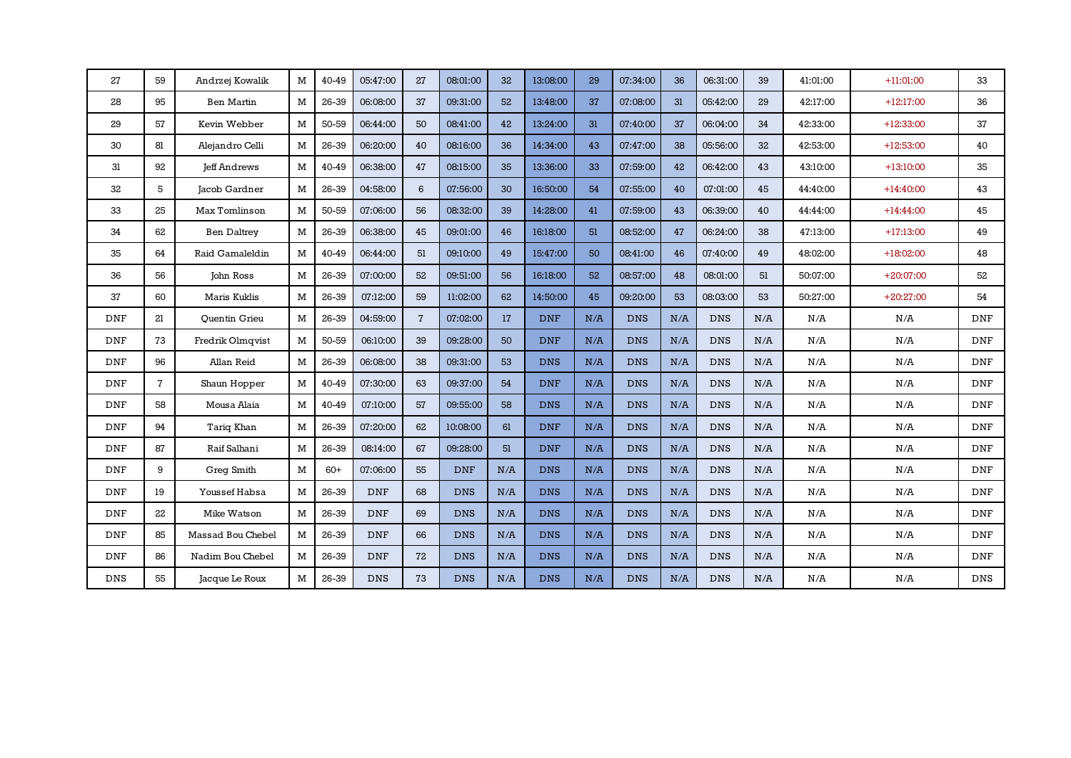| | | | | | | | | | | | | | | | | | |
|---|---|---|---|---|---|---|---|---|---|---|---|---|---|---|---|---|---|
| 27 | 59 | Andrzej Kowalik | M | 40-49 | 05:47:00 | 27 | 08:01:00 | 32 | 13:08:00 | 29 | 07:34:00 | 36 | 06:31:00 | 39 | 41:01:00 | +11:01:00 | 33 |
| 28 | 95 | Ben Martin | M | 26-39 | 06:08:00 | 37 | 09:31:00 | 52 | 13:48:00 | 37 | 07:08:00 | 31 | 05:42:00 | 29 | 42:17:00 | +12:17:00 | 36 |
| 29 | 57 | Kevin Webber | M | 50-59 | 06:44:00 | 50 | 08:41:00 | 42 | 13:24:00 | 31 | 07:40:00 | 37 | 06:04:00 | 34 | 42:33:00 | +12:33:00 | 37 |
| 30 | 81 | Alejandro Celli | M | 26-39 | 06:20:00 | 40 | 08:16:00 | 36 | 14:34:00 | 43 | 07:47:00 | 38 | 05:56:00 | 32 | 42:53:00 | +12:53:00 | 40 |
| 31 | 92 | Jeff Andrews | M | 40-49 | 06:38:00 | 47 | 08:15:00 | 35 | 13:36:00 | 33 | 07:59:00 | 42 | 06:42:00 | 43 | 43:10:00 | +13:10:00 | 35 |
| 32 | 5 | Jacob Gardner | M | 26-39 | 04:58:00 | 6 | 07:56:00 | 30 | 16:50:00 | 54 | 07:55:00 | 40 | 07:01:00 | 45 | 44:40:00 | +14:40:00 | 43 |
| 33 | 25 | Max Tomlinson | M | 50-59 | 07:06:00 | 56 | 08:32:00 | 39 | 14:28:00 | 41 | 07:59:00 | 43 | 06:39:00 | 40 | 44:44:00 | +14:44:00 | 45 |
| 34 | 62 | Ben Daltrey | M | 26-39 | 06:38:00 | 45 | 09:01:00 | 46 | 16:18:00 | 51 | 08:52:00 | 47 | 06:24:00 | 38 | 47:13:00 | +17:13:00 | 49 |
| 35 | 64 | Raid Gamaleldin | M | 40-49 | 06:44:00 | 51 | 09:10:00 | 49 | 15:47:00 | 50 | 08:41:00 | 46 | 07:40:00 | 49 | 48:02:00 | +18:02:00 | 48 |
| 36 | 56 | John Ross | M | 26-39 | 07:00:00 | 52 | 09:51:00 | 56 | 16:18:00 | 52 | 08:57:00 | 48 | 08:01:00 | 51 | 50:07:00 | +20:07:00 | 52 |
| 37 | 60 | Maris Kuklis | M | 26-39 | 07:12:00 | 59 | 11:02:00 | 62 | 14:50:00 | 45 | 09:20:00 | 53 | 08:03:00 | 53 | 50:27:00 | +20:27:00 | 54 |
| DNF | 21 | Quentin Grieu | M | 26-39 | 04:59:00 | 7 | 07:02:00 | 17 | DNF | N/A | DNS | N/A | DNS | N/A | N/A | N/A | DNF |
| DNF | 73 | Fredrik Olmqvist | M | 50-59 | 06:10:00 | 39 | 09:28:00 | 50 | DNF | N/A | DNS | N/A | DNS | N/A | N/A | N/A | DNF |
| DNF | 96 | Allan Reid | M | 26-39 | 06:08:00 | 38 | 09:31:00 | 53 | DNS | N/A | DNS | N/A | DNS | N/A | N/A | N/A | DNF |
| DNF | 7 | Shaun Hopper | M | 40-49 | 07:30:00 | 63 | 09:37:00 | 54 | DNF | N/A | DNS | N/A | DNS | N/A | N/A | N/A | DNF |
| DNF | 58 | Mousa Alaia | M | 40-49 | 07:10:00 | 57 | 09:55:00 | 58 | DNS | N/A | DNS | N/A | DNS | N/A | N/A | N/A | DNF |
| DNF | 94 | Tariq Khan | M | 26-39 | 07:20:00 | 62 | 10:08:00 | 61 | DNF | N/A | DNS | N/A | DNS | N/A | N/A | N/A | DNF |
| DNF | 87 | Raif Salhani | M | 26-39 | 08:14:00 | 67 | 09:28:00 | 51 | DNF | N/A | DNS | N/A | DNS | N/A | N/A | N/A | DNF |
| DNF | 9 | Greg Smith | M | 60+ | 07:06:00 | 55 | DNF | N/A | DNS | N/A | DNS | N/A | DNS | N/A | N/A | N/A | DNF |
| DNF | 19 | Youssef Habsa | M | 26-39 | DNF | 68 | DNS | N/A | DNS | N/A | DNS | N/A | DNS | N/A | N/A | N/A | DNF |
| DNF | 22 | Mike Watson | M | 26-39 | DNF | 69 | DNS | N/A | DNS | N/A | DNS | N/A | DNS | N/A | N/A | N/A | DNF |
| DNF | 85 | Massad Bou Chebel | M | 26-39 | DNF | 66 | DNS | N/A | DNS | N/A | DNS | N/A | DNS | N/A | N/A | N/A | DNF |
| DNF | 86 | Nadim Bou Chebel | M | 26-39 | DNF | 72 | DNS | N/A | DNS | N/A | DNS | N/A | DNS | N/A | N/A | N/A | DNF |
| DNS | 55 | Jacque Le Roux | M | 26-39 | DNS | 73 | DNS | N/A | DNS | N/A | DNS | N/A | DNS | N/A | N/A | N/A | DNS |